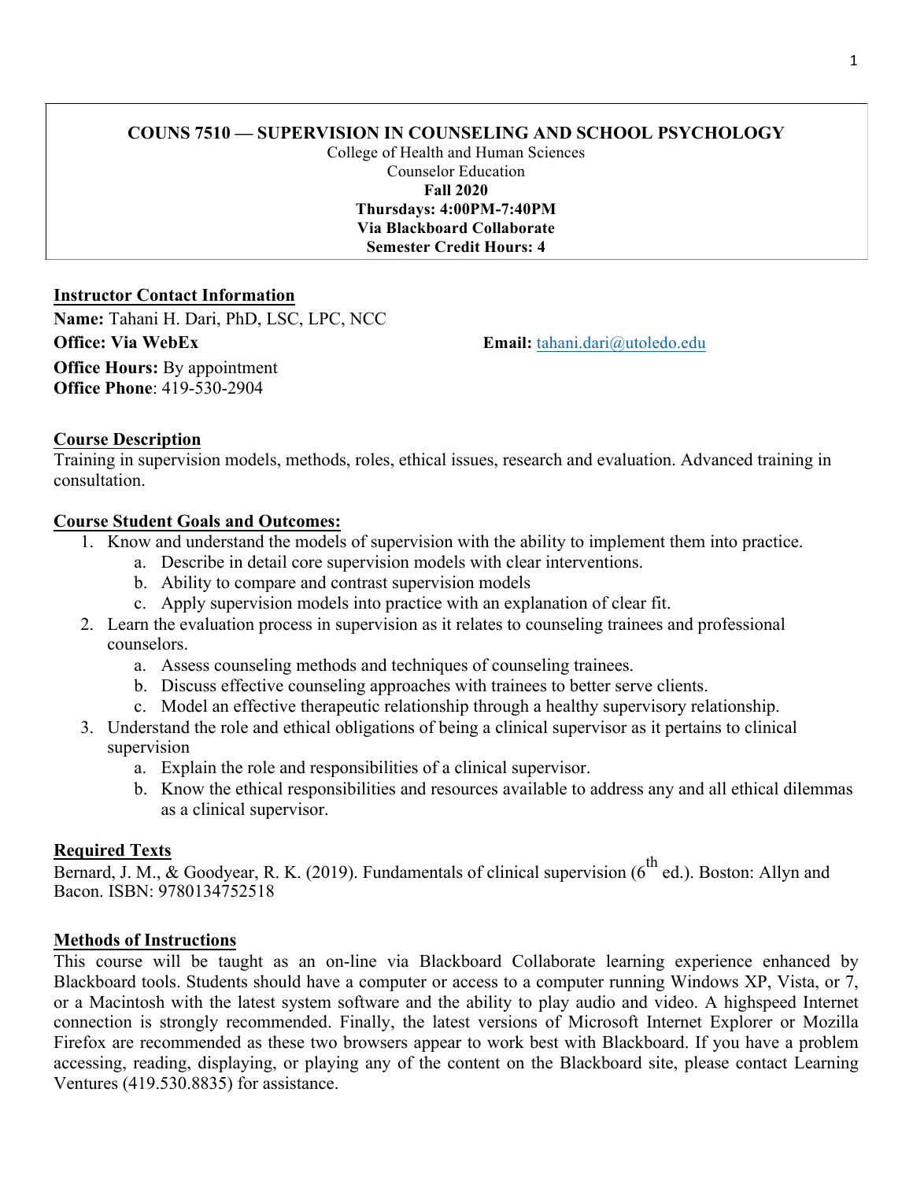# COUNS 7510 — SUPERVISION IN COUNSELING AND SCHOOL PSYCHOLOGY

College of Health and Human Sciences
Counselor Education
**Fall 2020**
**Thursdays: 4:00PM-7:40PM**
**Via Blackboard Collaborate**
**Semester Credit Hours: 4**

## Instructor Contact Information

**Name:** Tahani H. Dari, PhD, LSC, LPC, NCC
**Office: Via WebEx**
**Email:** tahani.dari@utoledo.edu
**Office Hours:** By appointment
**Office Phone**: 419-530-2904

## Course Description

Training in supervision models, methods, roles, ethical issues, research and evaluation. Advanced training in consultation.

## Course Student Goals and Outcomes:

1. Know and understand the models of supervision with the ability to implement them into practice.
   a. Describe in detail core supervision models with clear interventions.
   b. Ability to compare and contrast supervision models
   c. Apply supervision models into practice with an explanation of clear fit.
2. Learn the evaluation process in supervision as it relates to counseling trainees and professional counselors.
   a. Assess counseling methods and techniques of counseling trainees.
   b. Discuss effective counseling approaches with trainees to better serve clients.
   c. Model an effective therapeutic relationship through a healthy supervisory relationship.
3. Understand the role and ethical obligations of being a clinical supervisor as it pertains to clinical supervision
   a. Explain the role and responsibilities of a clinical supervisor.
   b. Know the ethical responsibilities and resources available to address any and all ethical dilemmas as a clinical supervisor.

## Required Texts

Bernard, J. M., & Goodyear, R. K. (2019). Fundamentals of clinical supervision (6th ed.). Boston: Allyn and Bacon. ISBN: 9780134752518

## Methods of Instructions

This course will be taught as an on-line via Blackboard Collaborate learning experience enhanced by Blackboard tools. Students should have a computer or access to a computer running Windows XP, Vista, or 7, or a Macintosh with the latest system software and the ability to play audio and video. A highspeed Internet connection is strongly recommended. Finally, the latest versions of Microsoft Internet Explorer or Mozilla Firefox are recommended as these two browsers appear to work best with Blackboard. If you have a problem accessing, reading, displaying, or playing any of the content on the Blackboard site, please contact Learning Ventures (419.530.8835) for assistance.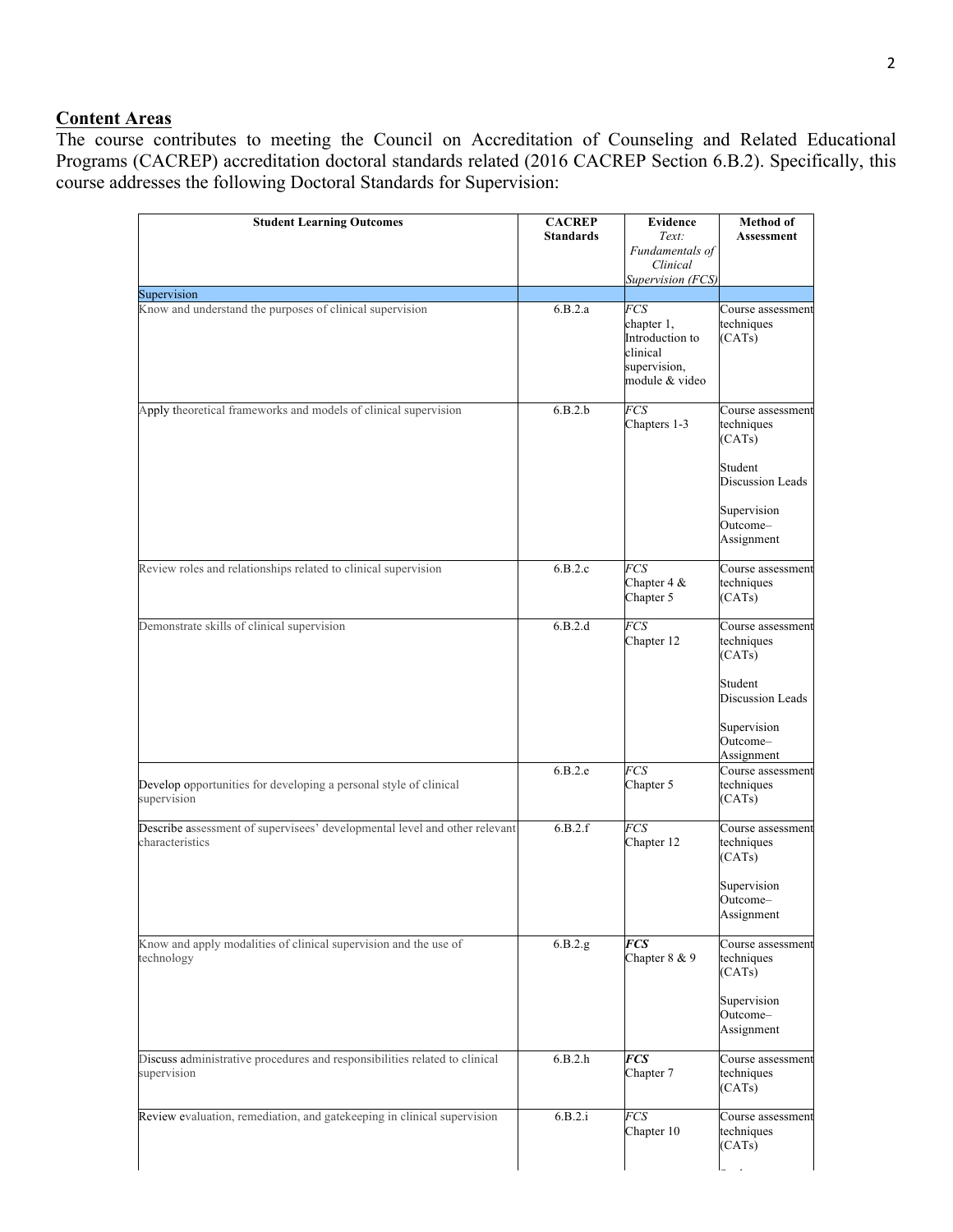## Content Areas

The course contributes to meeting the Council on Accreditation of Counseling and Related Educational Programs (CACREP) accreditation doctoral standards related (2016 CACREP Section 6.B.2). Specifically, this course addresses the following Doctoral Standards for Supervision:

| Student Learning Outcomes | CACREP Standards | Evidence *Text: Fundamentals of Clinical Supervision (FCS)* | Method of Assessment |
|---|---|---|---|
| Supervision | | | |
| Know and understand the purposes of clinical supervision | 6.B.2.a | *FCS* chapter 1, Introduction to clinical supervision, module & video | Course assessment techniques (CATs) |
| Apply theoretical frameworks and models of clinical supervision | 6.B.2.b | *FCS* Chapters 1-3 | Course assessment techniques (CATs)<br><br>Student Discussion Leads<br><br>Supervision Outcome–Assignment |
| Review roles and relationships related to clinical supervision | 6.B.2.c | *FCS* Chapter 4 & Chapter 5 | Course assessment techniques (CATs) |
| Demonstrate skills of clinical supervision | 6.B.2.d | *FCS* Chapter 12 | Course assessment techniques (CATs)<br><br>Student Discussion Leads<br><br>Supervision Outcome–Assignment |
| Develop opportunities for developing a personal style of clinical supervision | 6.B.2.e | *FCS* Chapter 5 | Course assessment techniques (CATs) |
| Describe assessment of supervisees' developmental level and other relevant characteristics | 6.B.2.f | *FCS* Chapter 12 | Course assessment techniques (CATs)<br><br>Supervision Outcome–Assignment |
| Know and apply modalities of clinical supervision and the use of technology | 6.B.2.g | ***FCS*** Chapter 8 & 9 | Course assessment techniques (CATs)<br><br>Supervision Outcome–Assignment |
| Discuss administrative procedures and responsibilities related to clinical supervision | 6.B.2.h | ***FCS*** Chapter 7 | Course assessment techniques (CATs) |
| Review evaluation, remediation, and gatekeeping in clinical supervision | 6.B.2.i | *FCS* Chapter 10 | Course assessment techniques (CATs) |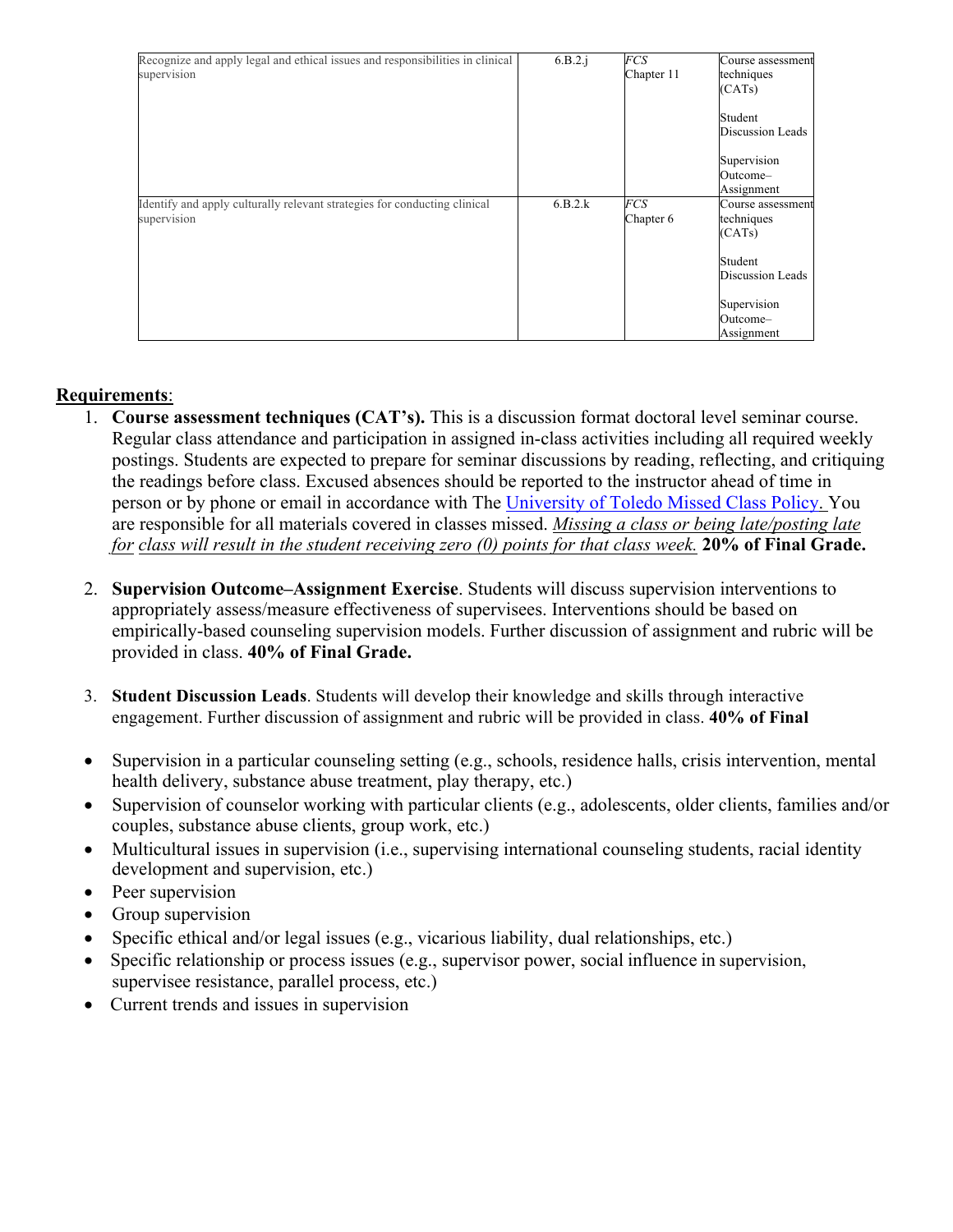| | | | |
|---|---|---|---|
| Recognize and apply legal and ethical issues and responsibilities in clinical supervision | 6.B.2.j | *FCS* Chapter 11 | Course assessment techniques (CATs)<br><br>Student Discussion Leads<br><br>Supervision Outcome–Assignment |
| Identify and apply culturally relevant strategies for conducting clinical supervision | 6.B.2.k | *FCS* Chapter 6 | Course assessment techniques (CATs)<br><br>Student Discussion Leads<br><br>Supervision Outcome–Assignment |

**<u>Requirements</u>**:

1. **Course assessment techniques (CAT's).** This is a discussion format doctoral level seminar course. Regular class attendance and participation in assigned in-class activities including all required weekly postings. Students are expected to prepare for seminar discussions by reading, reflecting, and critiquing the readings before class. Excused absences should be reported to the instructor ahead of time in person or by phone or email in accordance with The [University of Toledo Missed Class Policy.](#) You are responsible for all materials covered in classes missed. *<u>Missing a class or being late/posting late for class will result in the student receiving zero (0) points for that class week.</u>* **20% of Final Grade.**

2. **Supervision Outcome–Assignment Exercise**. Students will discuss supervision interventions to appropriately assess/measure effectiveness of supervisees. Interventions should be based on empirically-based counseling supervision models. Further discussion of assignment and rubric will be provided in class. **40% of Final Grade.**

3. **Student Discussion Leads**. Students will develop their knowledge and skills through interactive engagement. Further discussion of assignment and rubric will be provided in class. **40% of Final**

- Supervision in a particular counseling setting (e.g., schools, residence halls, crisis intervention, mental health delivery, substance abuse treatment, play therapy, etc.)
- Supervision of counselor working with particular clients (e.g., adolescents, older clients, families and/or couples, substance abuse clients, group work, etc.)
- Multicultural issues in supervision (i.e., supervising international counseling students, racial identity development and supervision, etc.)
- Peer supervision
- Group supervision
- Specific ethical and/or legal issues (e.g., vicarious liability, dual relationships, etc.)
- Specific relationship or process issues (e.g., supervisor power, social influence in supervision, supervisee resistance, parallel process, etc.)
- Current trends and issues in supervision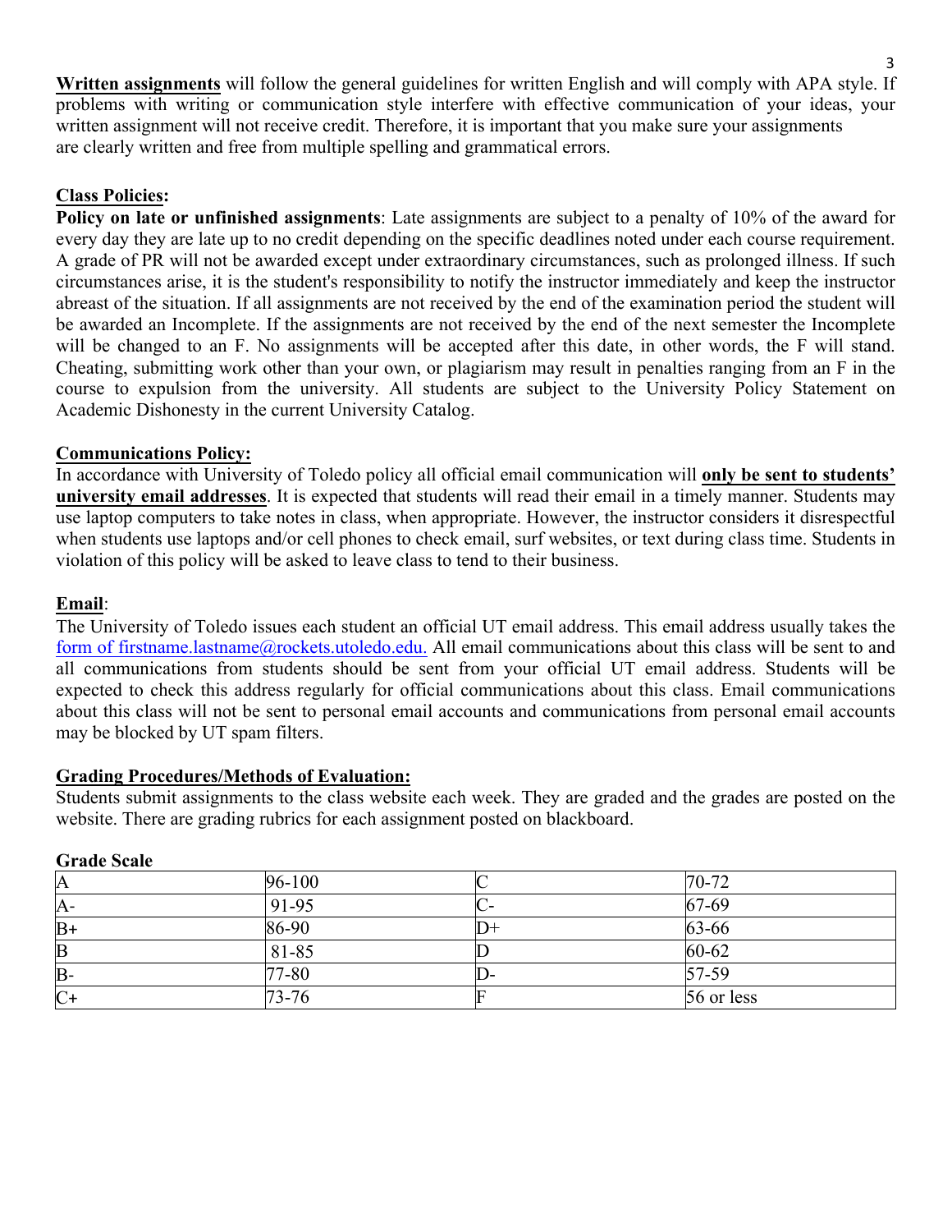**<u>Written assignments</u>** will follow the general guidelines for written English and will comply with APA style. If problems with writing or communication style interfere with effective communication of your ideas, your written assignment will not receive credit. Therefore, it is important that you make sure your assignments are clearly written and free from multiple spelling and grammatical errors.

**<u>Class Policies:</u>**

**Policy on late or unfinished assignments**: Late assignments are subject to a penalty of 10% of the award for every day they are late up to no credit depending on the specific deadlines noted under each course requirement. A grade of PR will not be awarded except under extraordinary circumstances, such as prolonged illness. If such circumstances arise, it is the student's responsibility to notify the instructor immediately and keep the instructor abreast of the situation. If all assignments are not received by the end of the examination period the student will be awarded an Incomplete. If the assignments are not received by the end of the next semester the Incomplete will be changed to an F. No assignments will be accepted after this date, in other words, the F will stand. Cheating, submitting work other than your own, or plagiarism may result in penalties ranging from an F in the course to expulsion from the university. All students are subject to the University Policy Statement on Academic Dishonesty in the current University Catalog.

**<u>Communications Policy:</u>**

In accordance with University of Toledo policy all official email communication will **<u>only be sent to students' university email addresses</u>**. It is expected that students will read their email in a timely manner. Students may use laptop computers to take notes in class, when appropriate. However, the instructor considers it disrespectful when students use laptops and/or cell phones to check email, surf websites, or text during class time. Students in violation of this policy will be asked to leave class to tend to their business.

**<u>Email</u>**:

The University of Toledo issues each student an official UT email address. This email address usually takes the form of firstname.lastname@rockets.utoledo.edu. All email communications about this class will be sent to and all communications from students should be sent from your official UT email address. Students will be expected to check this address regularly for official communications about this class. Email communications about this class will not be sent to personal email accounts and communications from personal email accounts may be blocked by UT spam filters.

**<u>Grading Procedures/Methods of Evaluation:</u>**

Students submit assignments to the class website each week. They are graded and the grades are posted on the website. There are grading rubrics for each assignment posted on blackboard.

**Grade Scale**

| | | | |
|---|---|---|---|
| A | 96-100 | C | 70-72 |
| A- | 91-95 | C- | 67-69 |
| B+ | 86-90 | D+ | 63-66 |
| B | 81-85 | D | 60-62 |
| B- | 77-80 | D- | 57-59 |
| C+ | 73-76 | F | 56 or less |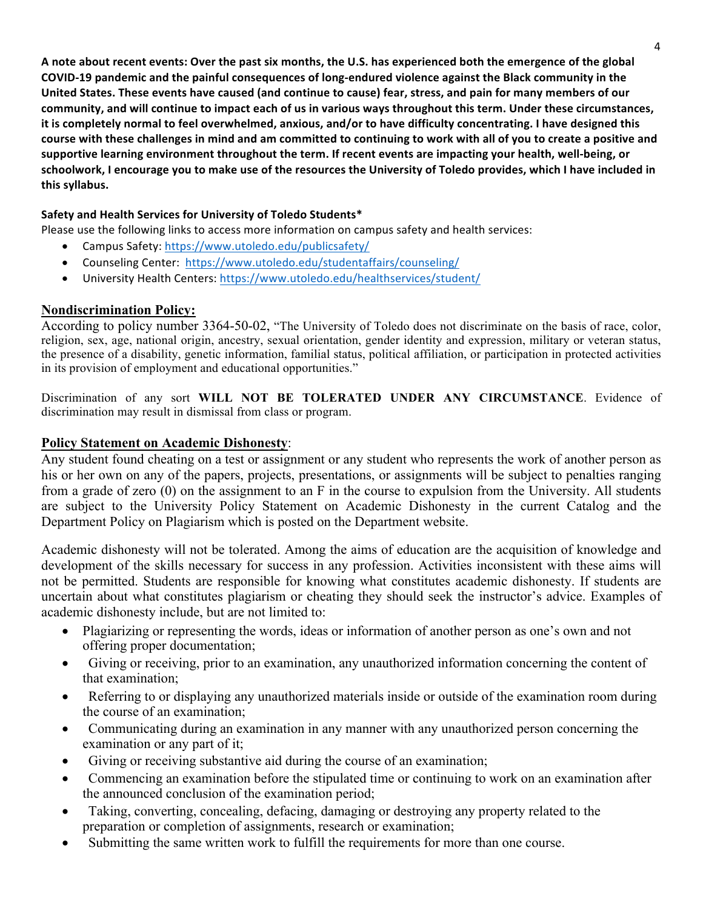**A note about recent events: Over the past six months, the U.S. has experienced both the emergence of the global COVID-19 pandemic and the painful consequences of long-endured violence against the Black community in the United States. These events have caused (and continue to cause) fear, stress, and pain for many members of our community, and will continue to impact each of us in various ways throughout this term. Under these circumstances, it is completely normal to feel overwhelmed, anxious, and/or to have difficulty concentrating. I have designed this course with these challenges in mind and am committed to continuing to work with all of you to create a positive and supportive learning environment throughout the term. If recent events are impacting your health, well-being, or schoolwork, I encourage you to make use of the resources the University of Toledo provides, which I have included in this syllabus.**

**Safety and Health Services for University of Toledo Students***

Please use the following links to access more information on campus safety and health services:

- Campus Safety: https://www.utoledo.edu/publicsafety/
- Counseling Center: https://www.utoledo.edu/studentaffairs/counseling/
- University Health Centers: https://www.utoledo.edu/healthservices/student/

## Nondiscrimination Policy:

According to policy number 3364-50-02, "The University of Toledo does not discriminate on the basis of race, color, religion, sex, age, national origin, ancestry, sexual orientation, gender identity and expression, military or veteran status, the presence of a disability, genetic information, familial status, political affiliation, or participation in protected activities in its provision of employment and educational opportunities."

Discrimination of any sort **WILL NOT BE TOLERATED UNDER ANY CIRCUMSTANCE**. Evidence of discrimination may result in dismissal from class or program.

## Policy Statement on Academic Dishonesty:

Any student found cheating on a test or assignment or any student who represents the work of another person as his or her own on any of the papers, projects, presentations, or assignments will be subject to penalties ranging from a grade of zero (0) on the assignment to an F in the course to expulsion from the University. All students are subject to the University Policy Statement on Academic Dishonesty in the current Catalog and the Department Policy on Plagiarism which is posted on the Department website.

Academic dishonesty will not be tolerated. Among the aims of education are the acquisition of knowledge and development of the skills necessary for success in any profession. Activities inconsistent with these aims will not be permitted. Students are responsible for knowing what constitutes academic dishonesty. If students are uncertain about what constitutes plagiarism or cheating they should seek the instructor's advice. Examples of academic dishonesty include, but are not limited to:

- Plagiarizing or representing the words, ideas or information of another person as one's own and not offering proper documentation;
- Giving or receiving, prior to an examination, any unauthorized information concerning the content of that examination;
- Referring to or displaying any unauthorized materials inside or outside of the examination room during the course of an examination;
- Communicating during an examination in any manner with any unauthorized person concerning the examination or any part of it;
- Giving or receiving substantive aid during the course of an examination;
- Commencing an examination before the stipulated time or continuing to work on an examination after the announced conclusion of the examination period;
- Taking, converting, concealing, defacing, damaging or destroying any property related to the preparation or completion of assignments, research or examination;
- Submitting the same written work to fulfill the requirements for more than one course.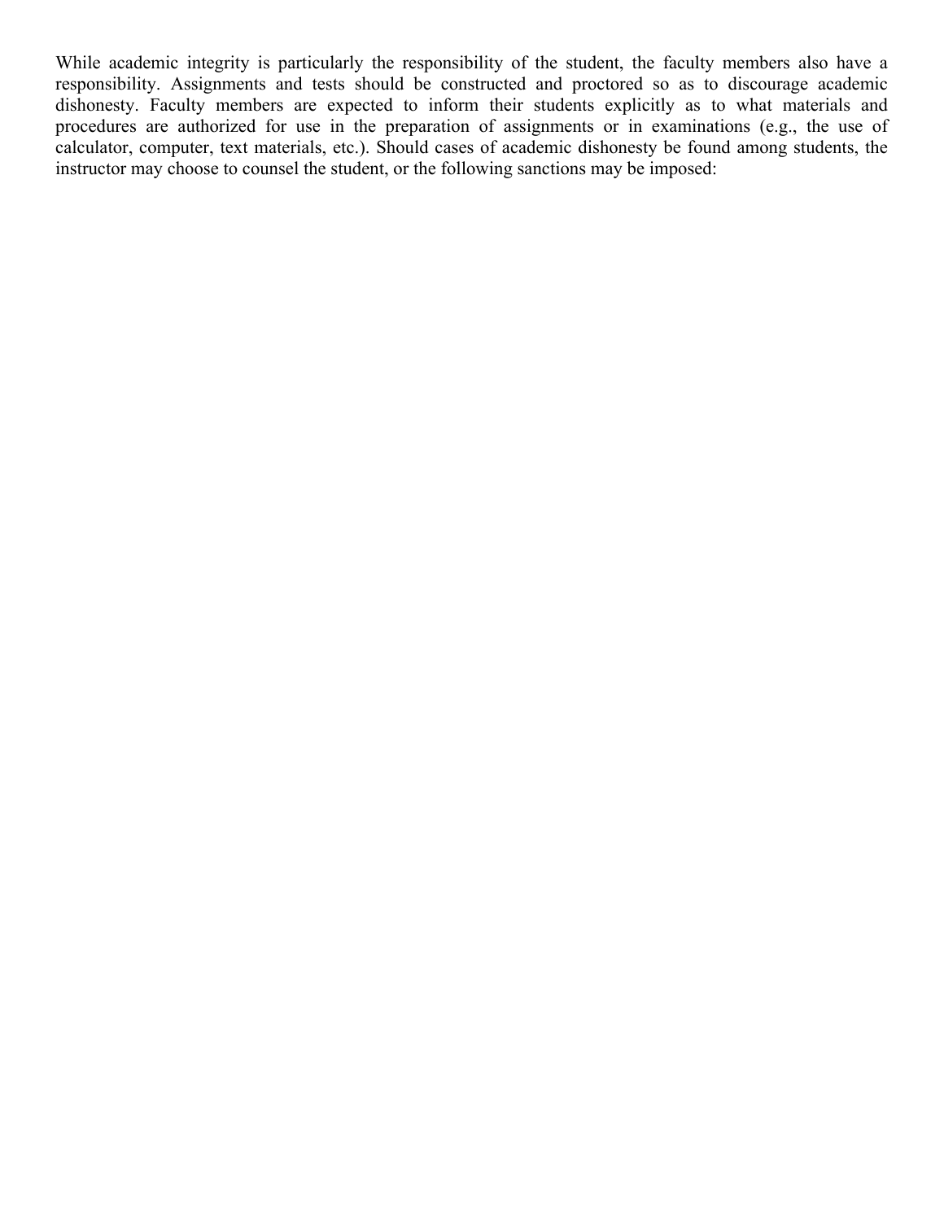While academic integrity is particularly the responsibility of the student, the faculty members also have a responsibility. Assignments and tests should be constructed and proctored so as to discourage academic dishonesty. Faculty members are expected to inform their students explicitly as to what materials and procedures are authorized for use in the preparation of assignments or in examinations (e.g., the use of calculator, computer, text materials, etc.). Should cases of academic dishonesty be found among students, the instructor may choose to counsel the student, or the following sanctions may be imposed: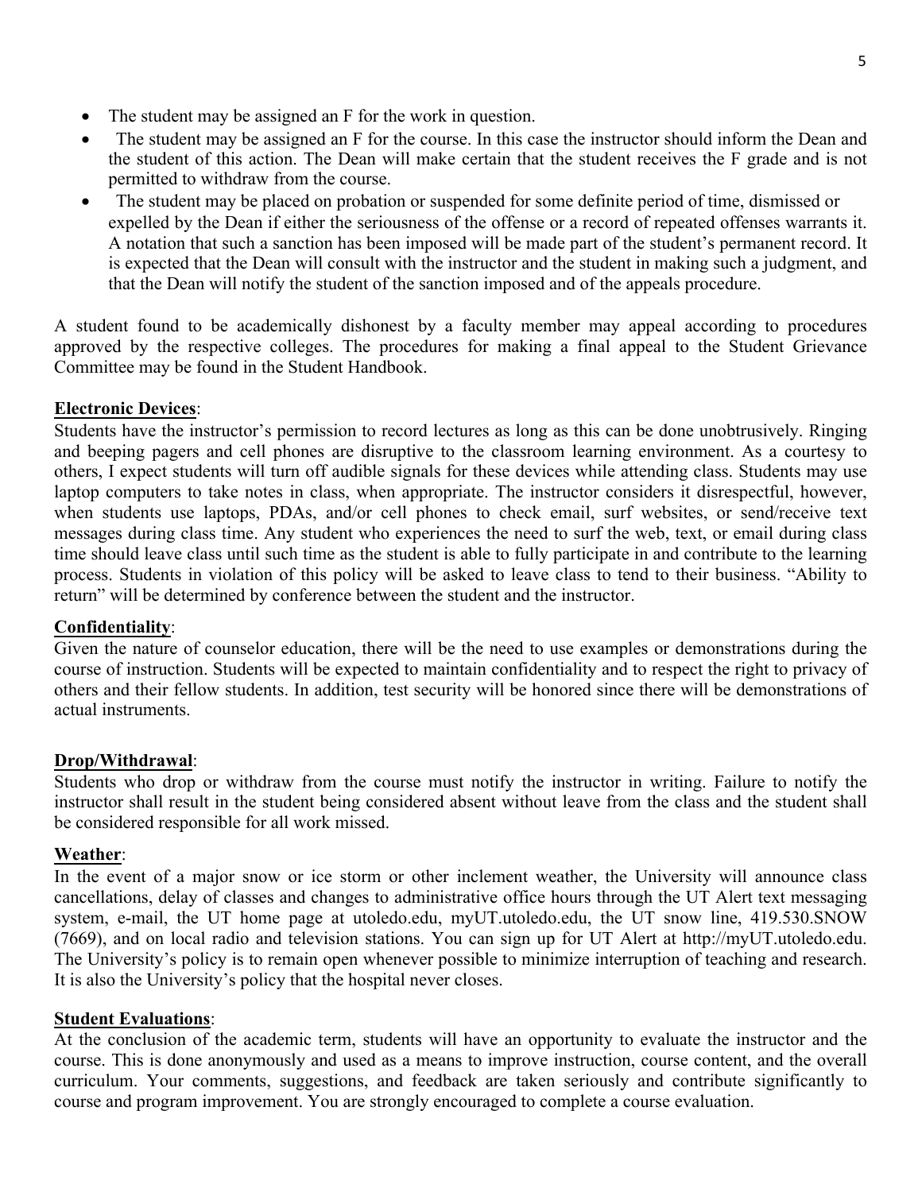- The student may be assigned an F for the work in question.
- The student may be assigned an F for the course. In this case the instructor should inform the Dean and the student of this action. The Dean will make certain that the student receives the F grade and is not permitted to withdraw from the course.
- The student may be placed on probation or suspended for some definite period of time, dismissed or expelled by the Dean if either the seriousness of the offense or a record of repeated offenses warrants it. A notation that such a sanction has been imposed will be made part of the student's permanent record. It is expected that the Dean will consult with the instructor and the student in making such a judgment, and that the Dean will notify the student of the sanction imposed and of the appeals procedure.

A student found to be academically dishonest by a faculty member may appeal according to procedures approved by the respective colleges. The procedures for making a final appeal to the Student Grievance Committee may be found in the Student Handbook.

**Electronic Devices**:
Students have the instructor's permission to record lectures as long as this can be done unobtrusively. Ringing and beeping pagers and cell phones are disruptive to the classroom learning environment. As a courtesy to others, I expect students will turn off audible signals for these devices while attending class. Students may use laptop computers to take notes in class, when appropriate. The instructor considers it disrespectful, however, when students use laptops, PDAs, and/or cell phones to check email, surf websites, or send/receive text messages during class time. Any student who experiences the need to surf the web, text, or email during class time should leave class until such time as the student is able to fully participate in and contribute to the learning process. Students in violation of this policy will be asked to leave class to tend to their business. "Ability to return" will be determined by conference between the student and the instructor.

**Confidentiality**:
Given the nature of counselor education, there will be the need to use examples or demonstrations during the course of instruction. Students will be expected to maintain confidentiality and to respect the right to privacy of others and their fellow students. In addition, test security will be honored since there will be demonstrations of actual instruments.

**Drop/Withdrawal**:
Students who drop or withdraw from the course must notify the instructor in writing. Failure to notify the instructor shall result in the student being considered absent without leave from the class and the student shall be considered responsible for all work missed.

**Weather**:
In the event of a major snow or ice storm or other inclement weather, the University will announce class cancellations, delay of classes and changes to administrative office hours through the UT Alert text messaging system, e-mail, the UT home page at utoledo.edu, myUT.utoledo.edu, the UT snow line, 419.530.SNOW (7669), and on local radio and television stations. You can sign up for UT Alert at http://myUT.utoledo.edu. The University's policy is to remain open whenever possible to minimize interruption of teaching and research. It is also the University's policy that the hospital never closes.

**Student Evaluations**:
At the conclusion of the academic term, students will have an opportunity to evaluate the instructor and the course. This is done anonymously and used as a means to improve instruction, course content, and the overall curriculum. Your comments, suggestions, and feedback are taken seriously and contribute significantly to course and program improvement. You are strongly encouraged to complete a course evaluation.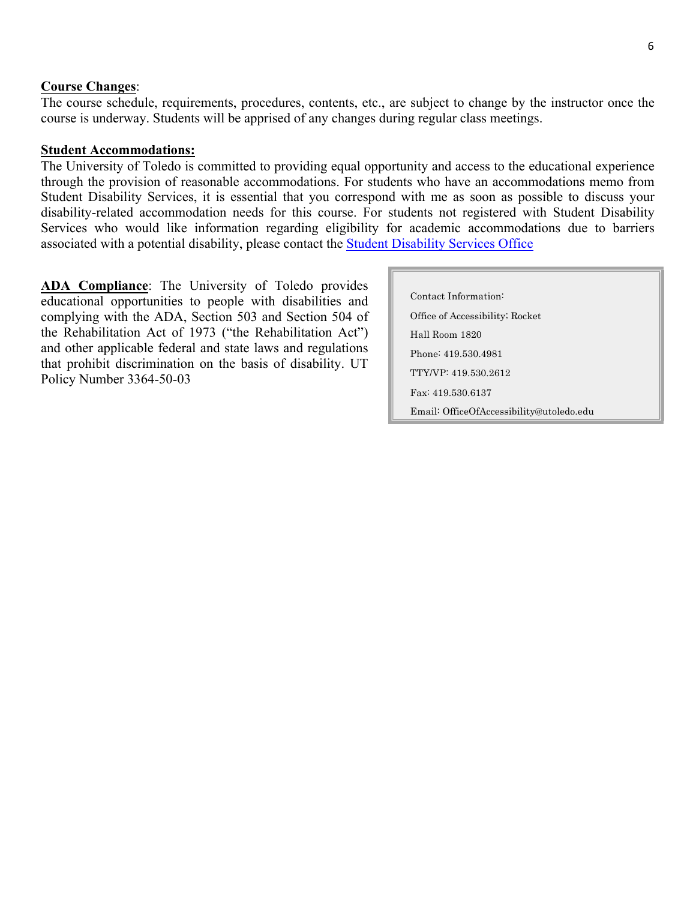**Course Changes**:
The course schedule, requirements, procedures, contents, etc., are subject to change by the instructor once the course is underway. Students will be apprised of any changes during regular class meetings.

**Student Accommodations:**
The University of Toledo is committed to providing equal opportunity and access to the educational experience through the provision of reasonable accommodations. For students who have an accommodations memo from Student Disability Services, it is essential that you correspond with me as soon as possible to discuss your disability-related accommodation needs for this course. For students not registered with Student Disability Services who would like information regarding eligibility for academic accommodations due to barriers associated with a potential disability, please contact the [Student Disability Services Office]

**ADA Compliance**: The University of Toledo provides educational opportunities to people with disabilities and complying with the ADA, Section 503 and Section 504 of the Rehabilitation Act of 1973 ("the Rehabilitation Act") and other applicable federal and state laws and regulations that prohibit discrimination on the basis of disability. UT Policy Number 3364-50-03

Contact Information:
Office of Accessibility; Rocket Hall Room 1820
Phone: 419.530.4981
TTY/VP: 419.530.2612
Fax: 419.530.6137
Email: OfficeOfAccessibility@utoledo.edu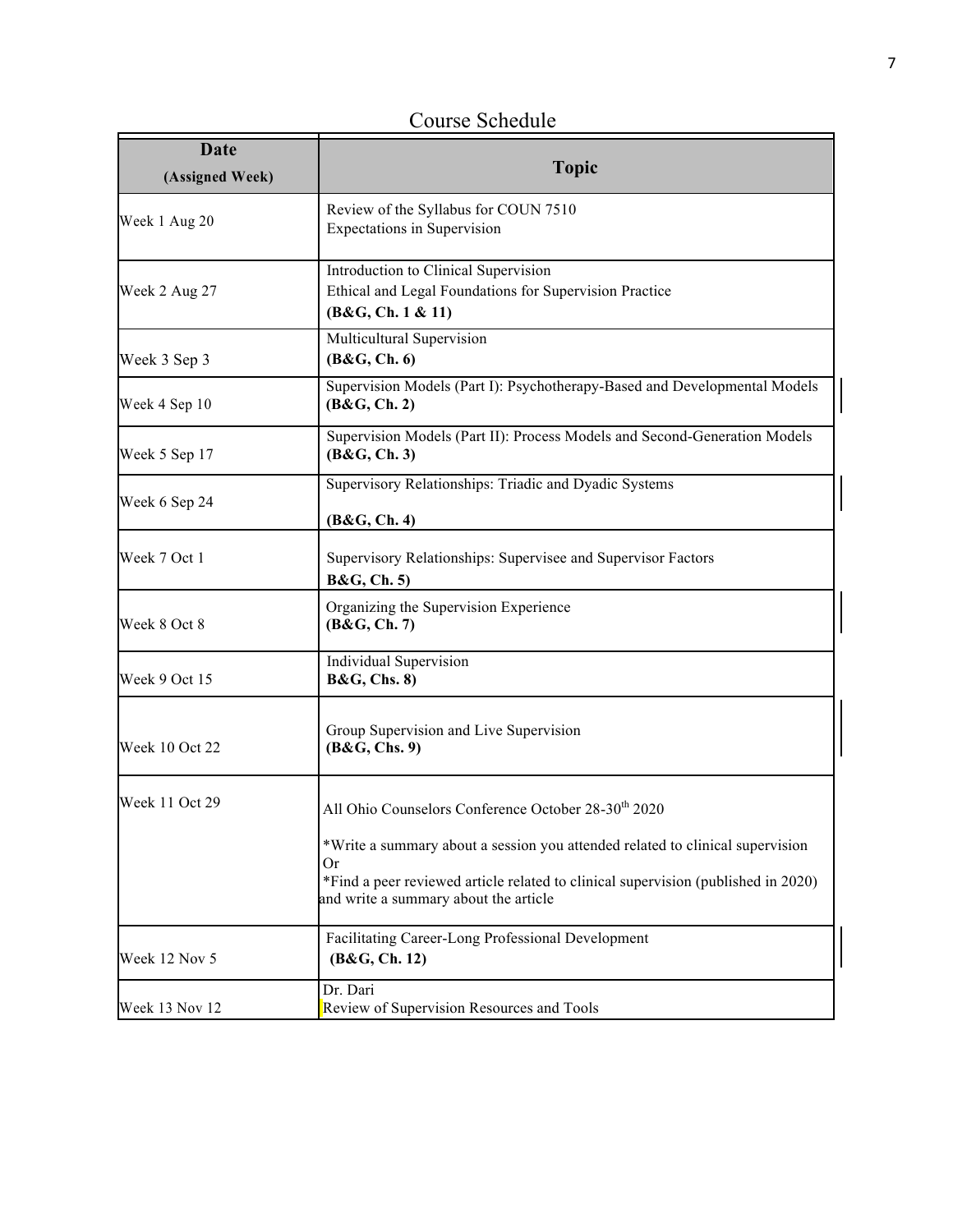## Course Schedule

| Date (Assigned Week) | Topic |
|---|---|
| Week 1 Aug 20 | Review of the Syllabus for COUN 7510<br>Expectations in Supervision |
| Week 2 Aug 27 | Introduction to Clinical Supervision<br>Ethical and Legal Foundations for Supervision Practice<br>**(B&G, Ch. 1 & 11)** |
| Week 3 Sep 3 | Multicultural Supervision<br>**(B&G, Ch. 6)** |
| Week 4 Sep 10 | Supervision Models (Part I): Psychotherapy-Based and Developmental Models<br>**(B&G, Ch. 2)** |
| Week 5 Sep 17 | Supervision Models (Part II): Process Models and Second-Generation Models<br>**(B&G, Ch. 3)** |
| Week 6 Sep 24 | Supervisory Relationships: Triadic and Dyadic Systems<br>**(B&G, Ch. 4)** |
| Week 7 Oct 1 | Supervisory Relationships: Supervisee and Supervisor Factors<br>**B&G, Ch. 5)** |
| Week 8 Oct 8 | Organizing the Supervision Experience<br>**(B&G, Ch. 7)** |
| Week 9 Oct 15 | Individual Supervision<br>**B&G, Chs. 8)** |
| Week 10 Oct 22 | Group Supervision and Live Supervision<br>**(B&G, Chs. 9)** |
| Week 11 Oct 29 | All Ohio Counselors Conference October 28-30th 2020<br><br>*Write a summary about a session you attended related to clinical supervision<br>Or<br>*Find a peer reviewed article related to clinical supervision (published in 2020) and write a summary about the article |
| Week 12 Nov 5 | Facilitating Career-Long Professional Development<br>**(B&G, Ch. 12)** |
| Week 13 Nov 12 | Dr. Dari<br>Review of Supervision Resources and Tools |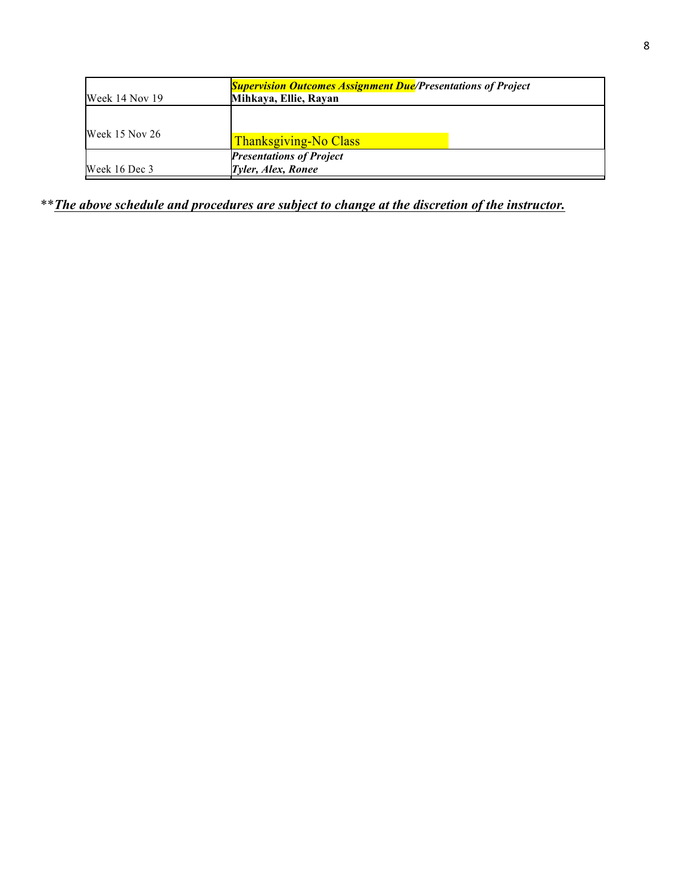| | |
|---|---|
| Week 14 Nov 19 | ***Supervision Outcomes Assignment Due/Presentations of Project***<br>**Mihkaya, Ellie, Rayan** |
| Week 15 Nov 26 | Thanksgiving-No Class |
| Week 16 Dec 3 | ***Presentations of Project***<br>***Tyler, Alex, Ronee*** |

**\*\****The above schedule and procedures are subject to change at the discretion of the instructor.***